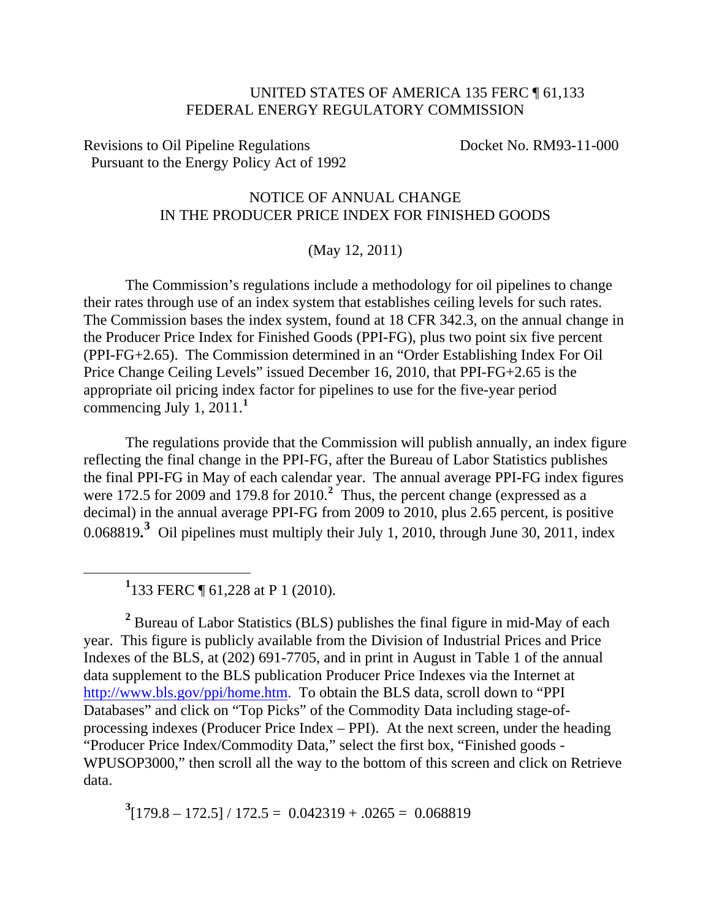UNITED STATES OF AMERICA 135 FERC ¶ 61,133
FEDERAL ENERGY REGULATORY COMMISSION

Revisions to Oil Pipeline Regulations Pursuant to the Energy Policy Act of 1992 — Docket No. RM93-11-000

NOTICE OF ANNUAL CHANGE
IN THE PRODUCER PRICE INDEX FOR FINISHED GOODS

(May 12, 2011)

The Commission's regulations include a methodology for oil pipelines to change their rates through use of an index system that establishes ceiling levels for such rates. The Commission bases the index system, found at 18 CFR 342.3, on the annual change in the Producer Price Index for Finished Goods (PPI-FG), plus two point six five percent (PPI-FG+2.65). The Commission determined in an "Order Establishing Index For Oil Price Change Ceiling Levels" issued December 16, 2010, that PPI-FG+2.65 is the appropriate oil pricing index factor for pipelines to use for the five-year period commencing July 1, 2011.[1]

The regulations provide that the Commission will publish annually, an index figure reflecting the final change in the PPI-FG, after the Bureau of Labor Statistics publishes the final PPI-FG in May of each calendar year. The annual average PPI-FG index figures were 172.5 for 2009 and 179.8 for 2010.[2] Thus, the percent change (expressed as a decimal) in the annual average PPI-FG from 2009 to 2010, plus 2.65 percent, is positive 0.068819.[3] Oil pipelines must multiply their July 1, 2010, through June 30, 2011, index

---

[1] 133 FERC ¶ 61,228 at P 1 (2010).

[2] Bureau of Labor Statistics (BLS) publishes the final figure in mid-May of each year. This figure is publicly available from the Division of Industrial Prices and Price Indexes of the BLS, at (202) 691-7705, and in print in August in Table 1 of the annual data supplement to the BLS publication Producer Price Indexes via the Internet at http://www.bls.gov/ppi/home.htm. To obtain the BLS data, scroll down to "PPI Databases" and click on "Top Picks" of the Commodity Data including stage-of-processing indexes (Producer Price Index – PPI). At the next screen, under the heading "Producer Price Index/Commodity Data," select the first box, "Finished goods - WPUSOP3000," then scroll all the way to the bottom of this screen and click on Retrieve data.

[3] $[179.8 – 172.5] / 172.5 = 0.042319 + .0265 = 0.068819$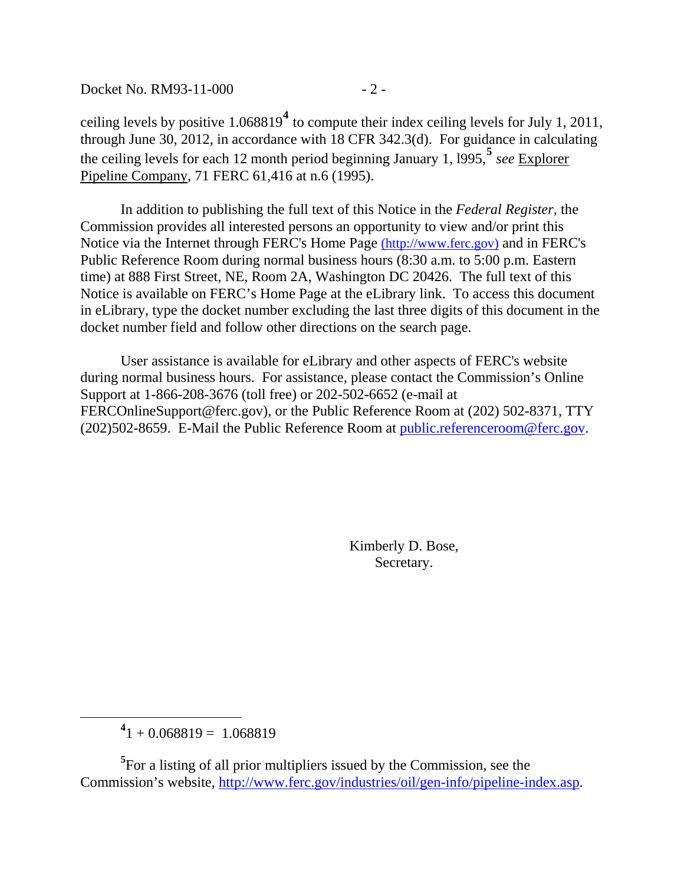ceiling levels by positive 1.068819[4] to compute their index ceiling levels for July 1, 2011, through June 30, 2012, in accordance with 18 CFR 342.3(d). For guidance in calculating the ceiling levels for each 12 month period beginning January 1, l995,[5] *see* Explorer Pipeline Company, 71 FERC 61,416 at n.6 (1995).

In addition to publishing the full text of this Notice in the *Federal Register*, the Commission provides all interested persons an opportunity to view and/or print this Notice via the Internet through FERC's Home Page (http://www.ferc.gov) and in FERC's Public Reference Room during normal business hours (8:30 a.m. to 5:00 p.m. Eastern time) at 888 First Street, NE, Room 2A, Washington DC 20426. The full text of this Notice is available on FERC's Home Page at the eLibrary link. To access this document in eLibrary, type the docket number excluding the last three digits of this document in the docket number field and follow other directions on the search page.

User assistance is available for eLibrary and other aspects of FERC's website during normal business hours. For assistance, please contact the Commission's Online Support at 1-866-208-3676 (toll free) or 202-502-6652 (e-mail at FERCOnlineSupport@ferc.gov), or the Public Reference Room at (202) 502-8371, TTY (202)502-8659. E-Mail the Public Reference Room at public.referenceroom@ferc.gov.

Kimberly D. Bose,
Secretary.

---

[4] 1 + 0.068819 = 1.068819

[5] For a listing of all prior multipliers issued by the Commission, see the Commission's website, http://www.ferc.gov/industries/oil/gen-info/pipeline-index.asp.